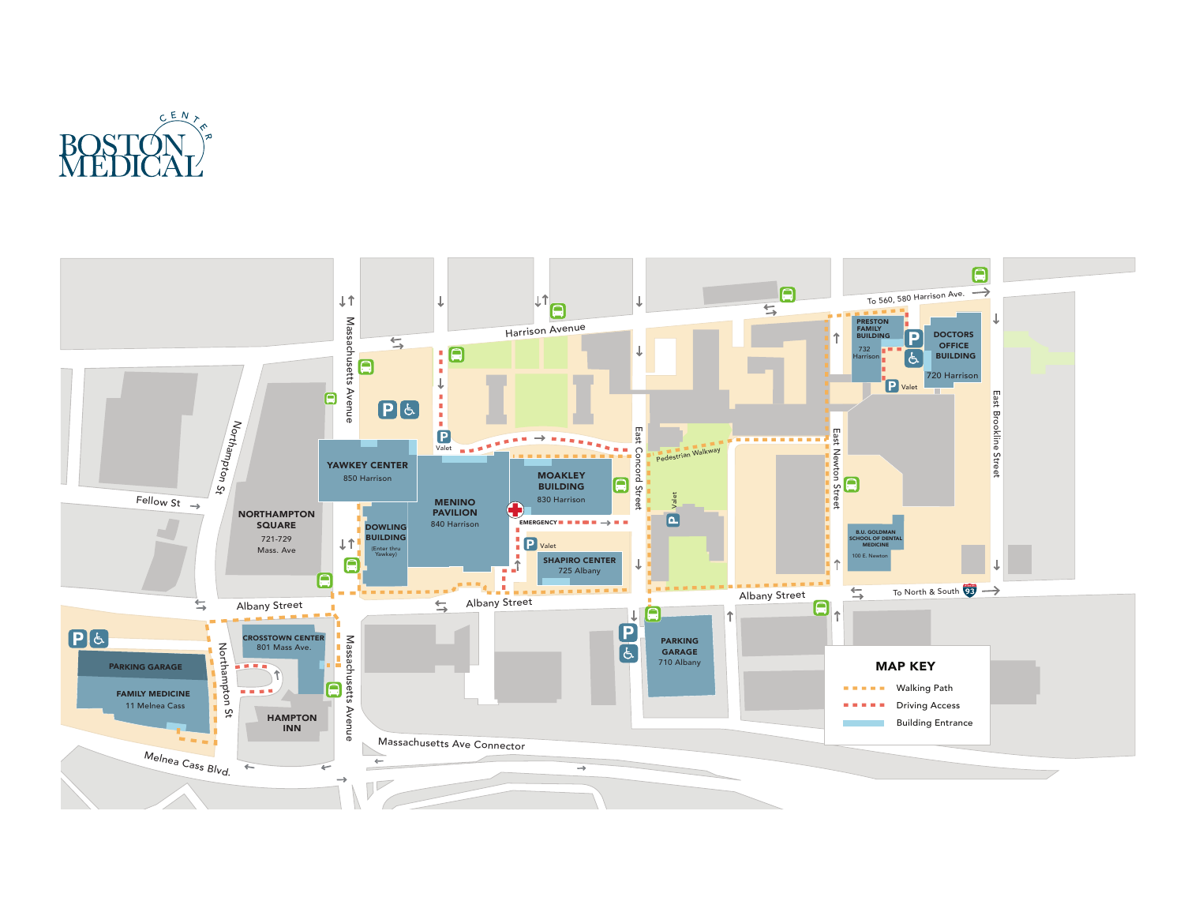# BOSTON MEDICAL CENTER

Harrison Avenue

To 560, 580 Harrison Ave.

Massachusetts Avenue

Northampton St

Fellow St

East Concord Street

East Newton Street

East Brookline Street

Pedestrian Walkway

Valet

**YAWKEY CENTER**
850 Harrison

**MENINO PAVILION**
840 Harrison

**MOAKLEY BUILDING**
830 Harrison

**DOWLING BUILDING**
(Enter thru Yawkey)

EMERGENCY

**SHAPIRO CENTER**
725 Albany

**NORTHAMPTON SQUARE**
721-729 Mass. Ave

**PRESTON FAMILY BUILDING**
732 Harrison

**DOCTORS OFFICE BUILDING**
720 Harrison

**B.U. GOLDMAN SCHOOL OF DENTAL MEDICINE**
100 E. Newton

Albany Street

To North & South 93

**CROSSTOWN CENTER**
801 Mass Ave.

**HAMPTON INN**

**PARKING GARAGE**

**FAMILY MEDICINE**
11 Melnea Cass

**PARKING GARAGE**
710 Albany

Massachusetts Ave Connector

Melnea Cass Blvd.

## MAP KEY

- Walking Path
- Driving Access
- Building Entrance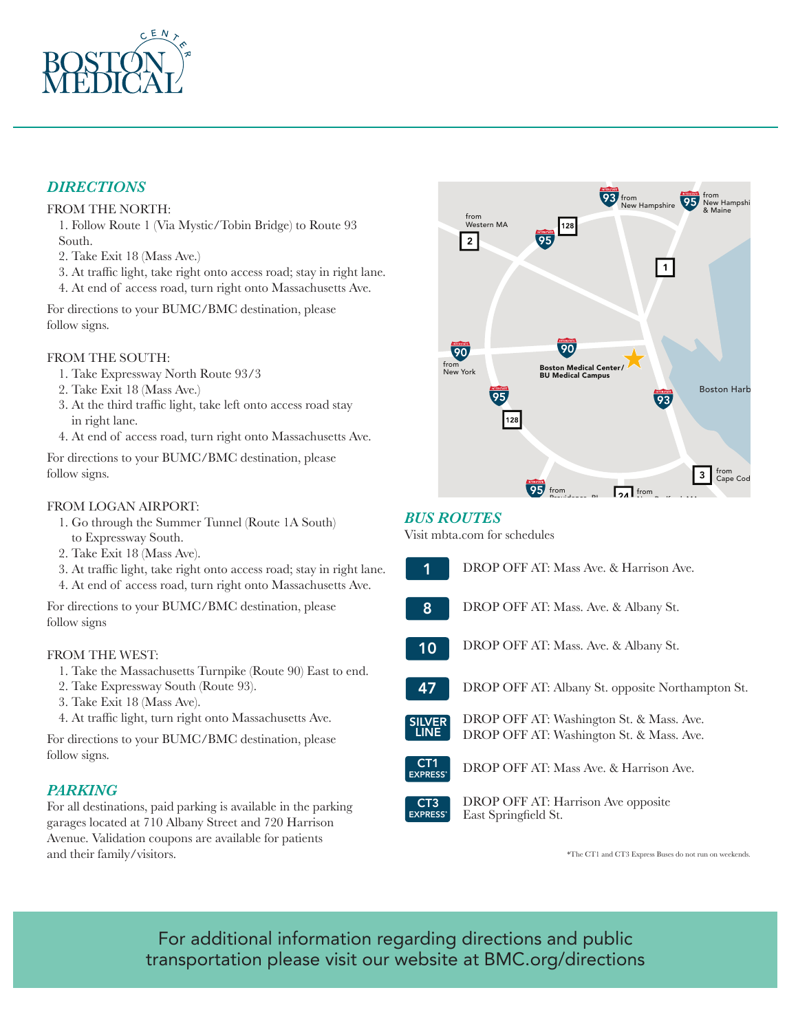# BOSTON MEDICAL CENTER

## DIRECTIONS

FROM THE NORTH:

1. Follow Route 1 (Via Mystic/Tobin Bridge) to Route 93 South.
2. Take Exit 18 (Mass Ave.)
3. At traffic light, take right onto access road; stay in right lane.
4. At end of access road, turn right onto Massachusetts Ave.

For directions to your BUMC/BMC destination, please follow signs.

FROM THE SOUTH:

1. Take Expressway North Route 93/3
2. Take Exit 18 (Mass Ave.)
3. At the third traffic light, take left onto access road stay in right lane.
4. At end of access road, turn right onto Massachusetts Ave.

For directions to your BUMC/BMC destination, please follow signs.

FROM LOGAN AIRPORT:

1. Go through the Summer Tunnel (Route 1A South) to Expressway South.
2. Take Exit 18 (Mass Ave).
3. At traffic light, take right onto access road; stay in right lane.
4. At end of access road, turn right onto Massachusetts Ave.

For directions to your BUMC/BMC destination, please follow signs

FROM THE WEST:

1. Take the Massachusetts Turnpike (Route 90) East to end.
2. Take Expressway South (Route 93).
3. Take Exit 18 (Mass Ave).
4. At traffic light, turn right onto Massachusetts Ave.

For directions to your BUMC/BMC destination, please follow signs.

## PARKING

For all destinations, paid parking is available in the parking garages located at 710 Albany Street and 720 Harrison Avenue. Validation coupons are available for patients and their family/visitors.

93 from New Hampshire
95 from New Hampshire & Maine
from Western MA 2
128
95
1
90 from New York
90
Boston Medical Center/ BU Medical Campus
95
128
93
Boston Harbor
3 from Cape Cod
95 from Providence, RI
24 from New Bedford, MA

## BUS ROUTES

Visit mbta.com for schedules

| | |
|---|---|
| 1 | DROP OFF AT: Mass Ave. & Harrison Ave. |
| 8 | DROP OFF AT: Mass. Ave. & Albany St. |
| 10 | DROP OFF AT: Mass. Ave. & Albany St. |
| 47 | DROP OFF AT: Albany St. opposite Northampton St. |
| SILVER LINE | DROP OFF AT: Washington St. & Mass. Ave. DROP OFF AT: Washington St. & Mass. Ave. |
| CT1 EXPRESS* | DROP OFF AT: Mass Ave. & Harrison Ave. |
| CT3 EXPRESS* | DROP OFF AT: Harrison Ave opposite East Springfield St. |

*The CT1 and CT3 Express Buses do not run on weekends.

For additional information regarding directions and public transportation please visit our website at BMC.org/directions